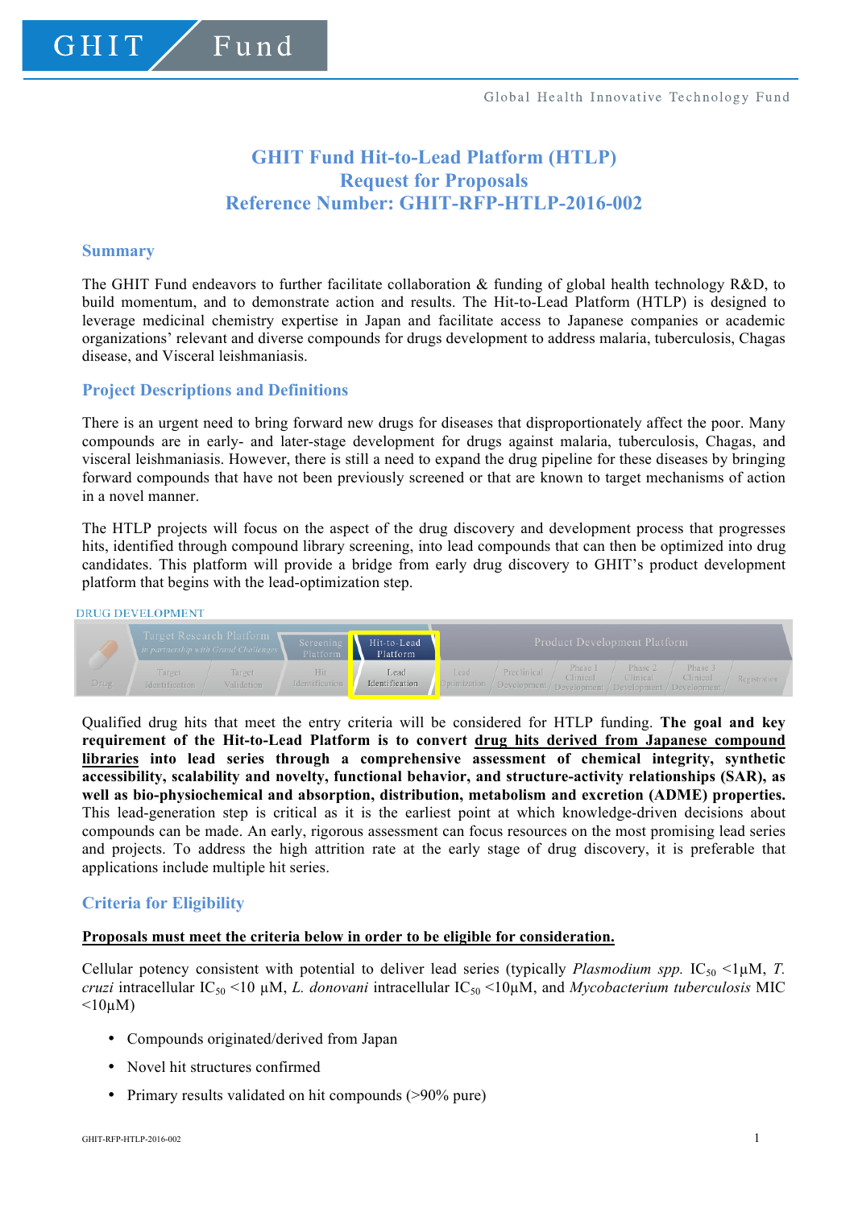# GHIT Fund Hit-to-Lead Platform (HTLP)
# Request for Proposals
# Reference Number: GHIT-RFP-HTLP-2016-002

## Summary

The GHIT Fund endeavors to further facilitate collaboration & funding of global health technology R&D, to build momentum, and to demonstrate action and results. The Hit-to-Lead Platform (HTLP) is designed to leverage medicinal chemistry expertise in Japan and facilitate access to Japanese companies or academic organizations' relevant and diverse compounds for drugs development to address malaria, tuberculosis, Chagas disease, and Visceral leishmaniasis.

## Project Descriptions and Definitions

There is an urgent need to bring forward new drugs for diseases that disproportionately affect the poor. Many compounds are in early- and later-stage development for drugs against malaria, tuberculosis, Chagas, and visceral leishmaniasis. However, there is still a need to expand the drug pipeline for these diseases by bringing forward compounds that have not been previously screened or that are known to target mechanisms of action in a novel manner.

The HTLP projects will focus on the aspect of the drug discovery and development process that progresses hits, identified through compound library screening, into lead compounds that can then be optimized into drug candidates. This platform will provide a bridge from early drug discovery to GHIT's product development platform that begins with the lead-optimization step.

DRUG DEVELOPMENT

| Drug | Target Research Platform *in partnership with Grand Challenges* | | Screening Platform | Hit-to-Lead Platform | Product Development Platform | | | | | |
|---|---|---|---|---|---|---|---|---|---|---|
| | Target Identification | Target Validation | Hit Identification | Lead Identification | Lead Optimization | Preclinical Development | Phase 1 Clinical Development | Phase 2 Clinical Development | Phase 3 Clinical Development | Registration |

Qualified drug hits that meet the entry criteria will be considered for HTLP funding. **The goal and key requirement of the Hit-to-Lead Platform is to convert <u>drug hits derived from Japanese compound libraries</u> into lead series through a comprehensive assessment of chemical integrity, synthetic accessibility, scalability and novelty, functional behavior, and structure-activity relationships (SAR), as well as bio-physiochemical and absorption, distribution, metabolism and excretion (ADME) properties.** This lead-generation step is critical as it is the earliest point at which knowledge-driven decisions about compounds can be made. An early, rigorous assessment can focus resources on the most promising lead series and projects. To address the high attrition rate at the early stage of drug discovery, it is preferable that applications include multiple hit series.

## Criteria for Eligibility

**<u>Proposals must meet the criteria below in order to be eligible for consideration.</u>**

Cellular potency consistent with potential to deliver lead series (typically *Plasmodium spp.* $IC_{50}$ <1µM, *T. cruzi* intracellular $IC_{50}$ <10 µM, *L. donovani* intracellular $IC_{50}$ <10µM, and *Mycobacterium tuberculosis* MIC <10µM)

- Compounds originated/derived from Japan
- Novel hit structures confirmed
- Primary results validated on hit compounds (>90% pure)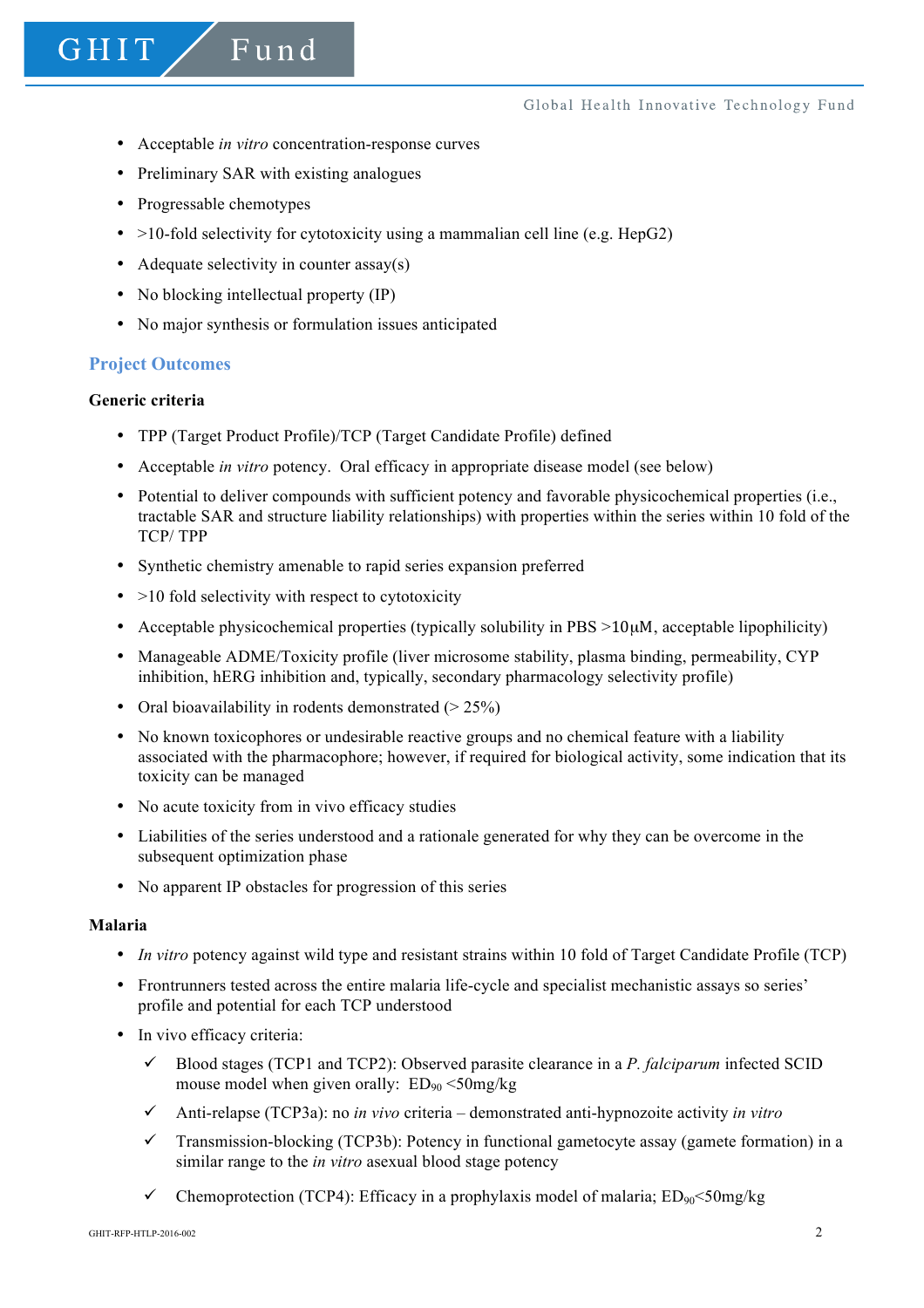- Acceptable *in vitro* concentration-response curves
- Preliminary SAR with existing analogues
- Progressable chemotypes
- >10-fold selectivity for cytotoxicity using a mammalian cell line (e.g. HepG2)
- Adequate selectivity in counter assay(s)
- No blocking intellectual property (IP)
- No major synthesis or formulation issues anticipated

## Project Outcomes

**Generic criteria**

- TPP (Target Product Profile)/TCP (Target Candidate Profile) defined
- Acceptable *in vitro* potency. Oral efficacy in appropriate disease model (see below)
- Potential to deliver compounds with sufficient potency and favorable physicochemical properties (i.e., tractable SAR and structure liability relationships) with properties within the series within 10 fold of the TCP/ TPP
- Synthetic chemistry amenable to rapid series expansion preferred
- >10 fold selectivity with respect to cytotoxicity
- Acceptable physicochemical properties (typically solubility in PBS >10μM, acceptable lipophilicity)
- Manageable ADME/Toxicity profile (liver microsome stability, plasma binding, permeability, CYP inhibition, hERG inhibition and, typically, secondary pharmacology selectivity profile)
- Oral bioavailability in rodents demonstrated (> 25%)
- No known toxicophores or undesirable reactive groups and no chemical feature with a liability associated with the pharmacophore; however, if required for biological activity, some indication that its toxicity can be managed
- No acute toxicity from in vivo efficacy studies
- Liabilities of the series understood and a rationale generated for why they can be overcome in the subsequent optimization phase
- No apparent IP obstacles for progression of this series

**Malaria**

- *In vitro* potency against wild type and resistant strains within 10 fold of Target Candidate Profile (TCP)
- Frontrunners tested across the entire malaria life-cycle and specialist mechanistic assays so series' profile and potential for each TCP understood
- In vivo efficacy criteria:
  - ✓ Blood stages (TCP1 and TCP2): Observed parasite clearance in a *P. falciparum* infected SCID mouse model when given orally: $ED_{90}$ <50mg/kg
  - ✓ Anti-relapse (TCP3a): no *in vivo* criteria – demonstrated anti-hypnozoite activity *in vitro*
  - ✓ Transmission-blocking (TCP3b): Potency in functional gametocyte assay (gamete formation) in a similar range to the *in vitro* asexual blood stage potency
  - ✓ Chemoprotection (TCP4): Efficacy in a prophylaxis model of malaria; $ED_{90}$<50mg/kg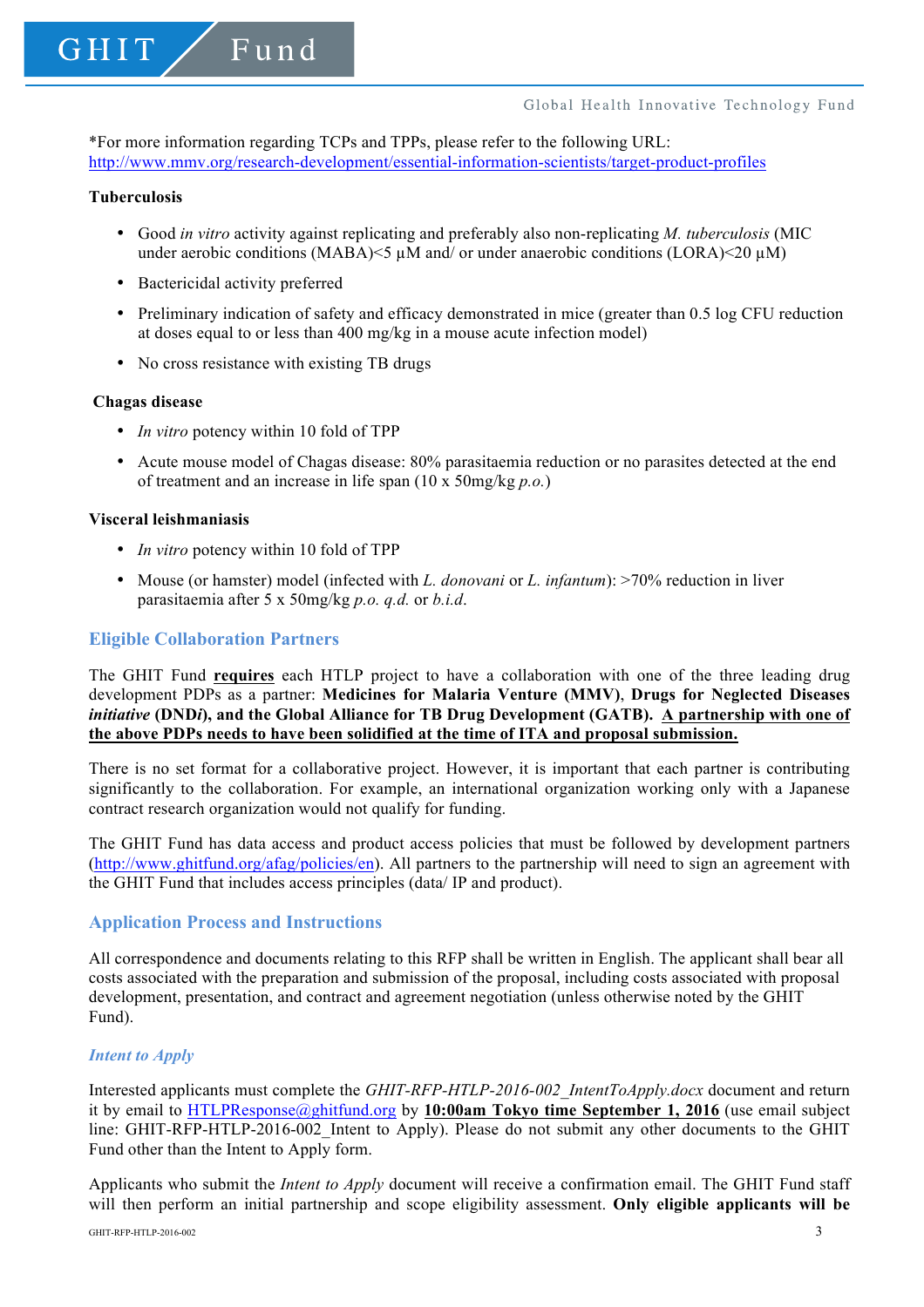*For more information regarding TCPs and TPPs, please refer to the following URL: http://www.mmv.org/research-development/essential-information-scientists/target-product-profiles

**Tuberculosis**

- Good *in vitro* activity against replicating and preferably also non-replicating *M. tuberculosis* (MIC under aerobic conditions (MABA)<5 µM and/ or under anaerobic conditions (LORA)<20 µM)
- Bactericidal activity preferred
- Preliminary indication of safety and efficacy demonstrated in mice (greater than 0.5 log CFU reduction at doses equal to or less than 400 mg/kg in a mouse acute infection model)
- No cross resistance with existing TB drugs

**Chagas disease**

- *In vitro* potency within 10 fold of TPP
- Acute mouse model of Chagas disease: 80% parasitaemia reduction or no parasites detected at the end of treatment and an increase in life span (10 x 50mg/kg *p.o.*)

**Visceral leishmaniasis**

- *In vitro* potency within 10 fold of TPP
- Mouse (or hamster) model (infected with *L. donovani* or *L. infantum*): >70% reduction in liver parasitaemia after 5 x 50mg/kg *p.o. q.d.* or *b.i.d*.

## Eligible Collaboration Partners

The GHIT Fund **requires** each HTLP project to have a collaboration with one of the three leading drug development PDPs as a partner: **Medicines for Malaria Venture (MMV), Drugs for Neglected Diseases *initiative* (DND*i*), and the Global Alliance for TB Drug Development (GATB). A partnership with one of the above PDPs needs to have been solidified at the time of ITA and proposal submission.**

There is no set format for a collaborative project. However, it is important that each partner is contributing significantly to the collaboration. For example, an international organization working only with a Japanese contract research organization would not qualify for funding.

The GHIT Fund has data access and product access policies that must be followed by development partners (http://www.ghitfund.org/afag/policies/en). All partners to the partnership will need to sign an agreement with the GHIT Fund that includes access principles (data/ IP and product).

## Application Process and Instructions

All correspondence and documents relating to this RFP shall be written in English. The applicant shall bear all costs associated with the preparation and submission of the proposal, including costs associated with proposal development, presentation, and contract and agreement negotiation (unless otherwise noted by the GHIT Fund).

### *Intent to Apply*

Interested applicants must complete the *GHIT-RFP-HTLP-2016-002_IntentToApply.docx* document and return it by email to HTLPResponse@ghitfund.org by **10:00am Tokyo time September 1, 2016** (use email subject line: GHIT-RFP-HTLP-2016-002_Intent to Apply). Please do not submit any other documents to the GHIT Fund other than the Intent to Apply form.

Applicants who submit the *Intent to Apply* document will receive a confirmation email. The GHIT Fund staff will then perform an initial partnership and scope eligibility assessment. **Only eligible applicants will be**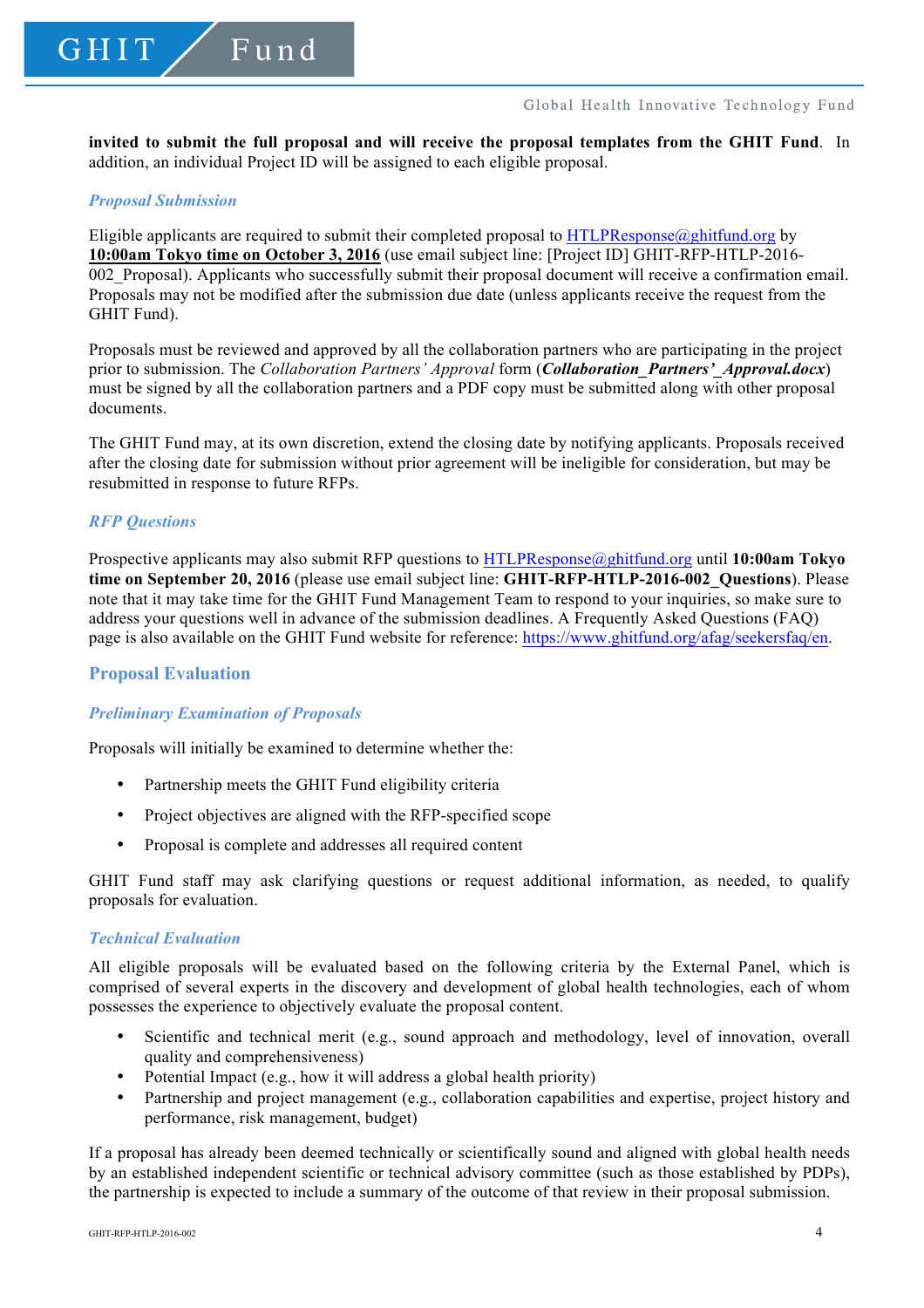**invited to submit the full proposal and will receive the proposal templates from the GHIT Fund**. In addition, an individual Project ID will be assigned to each eligible proposal.

### *Proposal Submission*

Eligible applicants are required to submit their completed proposal to HTLPResponse@ghitfund.org by **10:00am Tokyo time on October 3, 2016** (use email subject line: [Project ID] GHIT-RFP-HTLP-2016-002_Proposal). Applicants who successfully submit their proposal document will receive a confirmation email. Proposals may not be modified after the submission due date (unless applicants receive the request from the GHIT Fund).

Proposals must be reviewed and approved by all the collaboration partners who are participating in the project prior to submission. The *Collaboration Partners' Approval* form (***Collaboration_Partners'_Approval.docx***) must be signed by all the collaboration partners and a PDF copy must be submitted along with other proposal documents.

The GHIT Fund may, at its own discretion, extend the closing date by notifying applicants. Proposals received after the closing date for submission without prior agreement will be ineligible for consideration, but may be resubmitted in response to future RFPs.

### *RFP Questions*

Prospective applicants may also submit RFP questions to HTLPResponse@ghitfund.org until **10:00am Tokyo time on September 20, 2016** (please use email subject line: **GHIT-RFP-HTLP-2016-002_Questions**). Please note that it may take time for the GHIT Fund Management Team to respond to your inquiries, so make sure to address your questions well in advance of the submission deadlines. A Frequently Asked Questions (FAQ) page is also available on the GHIT Fund website for reference: https://www.ghitfund.org/afag/seekersfaq/en.

## Proposal Evaluation

### *Preliminary Examination of Proposals*

Proposals will initially be examined to determine whether the:

- Partnership meets the GHIT Fund eligibility criteria
- Project objectives are aligned with the RFP-specified scope
- Proposal is complete and addresses all required content

GHIT Fund staff may ask clarifying questions or request additional information, as needed, to qualify proposals for evaluation.

### *Technical Evaluation*

All eligible proposals will be evaluated based on the following criteria by the External Panel, which is comprised of several experts in the discovery and development of global health technologies, each of whom possesses the experience to objectively evaluate the proposal content.

- Scientific and technical merit (e.g., sound approach and methodology, level of innovation, overall quality and comprehensiveness)
- Potential Impact (e.g., how it will address a global health priority)
- Partnership and project management (e.g., collaboration capabilities and expertise, project history and performance, risk management, budget)

If a proposal has already been deemed technically or scientifically sound and aligned with global health needs by an established independent scientific or technical advisory committee (such as those established by PDPs), the partnership is expected to include a summary of the outcome of that review in their proposal submission.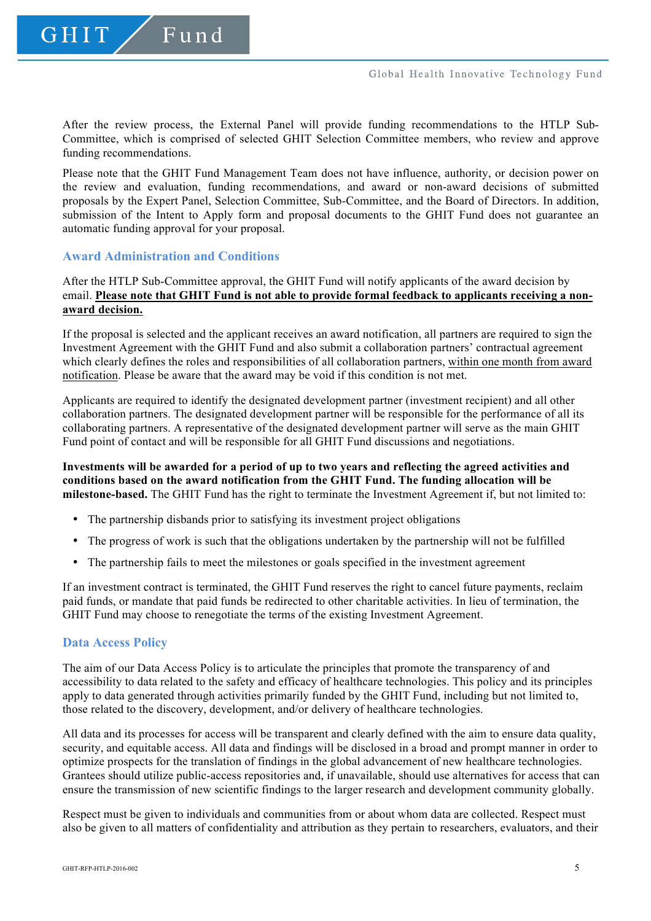After the review process, the External Panel will provide funding recommendations to the HTLP Sub-Committee, which is comprised of selected GHIT Selection Committee members, who review and approve funding recommendations.

Please note that the GHIT Fund Management Team does not have influence, authority, or decision power on the review and evaluation, funding recommendations, and award or non-award decisions of submitted proposals by the Expert Panel, Selection Committee, Sub-Committee, and the Board of Directors. In addition, submission of the Intent to Apply form and proposal documents to the GHIT Fund does not guarantee an automatic funding approval for your proposal.

## Award Administration and Conditions

After the HTLP Sub-Committee approval, the GHIT Fund will notify applicants of the award decision by email. **<u>Please note that GHIT Fund is not able to provide formal feedback to applicants receiving a non-award decision.</u>**

If the proposal is selected and the applicant receives an award notification, all partners are required to sign the Investment Agreement with the GHIT Fund and also submit a collaboration partners' contractual agreement which clearly defines the roles and responsibilities of all collaboration partners, <u>within one month from award notification</u>. Please be aware that the award may be void if this condition is not met.

Applicants are required to identify the designated development partner (investment recipient) and all other collaboration partners. The designated development partner will be responsible for the performance of all its collaborating partners. A representative of the designated development partner will serve as the main GHIT Fund point of contact and will be responsible for all GHIT Fund discussions and negotiations.

**Investments will be awarded for a period of up to two years and reflecting the agreed activities and conditions based on the award notification from the GHIT Fund. The funding allocation will be milestone-based.** The GHIT Fund has the right to terminate the Investment Agreement if, but not limited to:

- The partnership disbands prior to satisfying its investment project obligations
- The progress of work is such that the obligations undertaken by the partnership will not be fulfilled
- The partnership fails to meet the milestones or goals specified in the investment agreement

If an investment contract is terminated, the GHIT Fund reserves the right to cancel future payments, reclaim paid funds, or mandate that paid funds be redirected to other charitable activities. In lieu of termination, the GHIT Fund may choose to renegotiate the terms of the existing Investment Agreement.

## Data Access Policy

The aim of our Data Access Policy is to articulate the principles that promote the transparency of and accessibility to data related to the safety and efficacy of healthcare technologies. This policy and its principles apply to data generated through activities primarily funded by the GHIT Fund, including but not limited to, those related to the discovery, development, and/or delivery of healthcare technologies.

All data and its processes for access will be transparent and clearly defined with the aim to ensure data quality, security, and equitable access. All data and findings will be disclosed in a broad and prompt manner in order to optimize prospects for the translation of findings in the global advancement of new healthcare technologies. Grantees should utilize public-access repositories and, if unavailable, should use alternatives for access that can ensure the transmission of new scientific findings to the larger research and development community globally.

Respect must be given to individuals and communities from or about whom data are collected. Respect must also be given to all matters of confidentiality and attribution as they pertain to researchers, evaluators, and their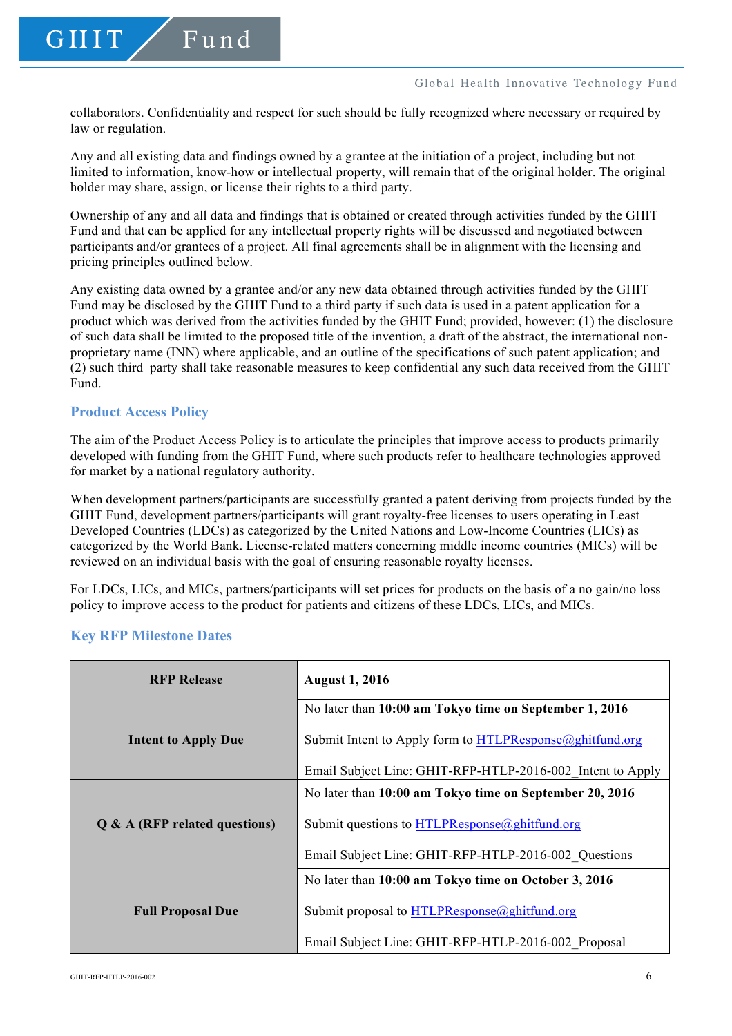collaborators. Confidentiality and respect for such should be fully recognized where necessary or required by law or regulation.

Any and all existing data and findings owned by a grantee at the initiation of a project, including but not limited to information, know-how or intellectual property, will remain that of the original holder. The original holder may share, assign, or license their rights to a third party.

Ownership of any and all data and findings that is obtained or created through activities funded by the GHIT Fund and that can be applied for any intellectual property rights will be discussed and negotiated between participants and/or grantees of a project. All final agreements shall be in alignment with the licensing and pricing principles outlined below.

Any existing data owned by a grantee and/or any new data obtained through activities funded by the GHIT Fund may be disclosed by the GHIT Fund to a third party if such data is used in a patent application for a product which was derived from the activities funded by the GHIT Fund; provided, however: (1) the disclosure of such data shall be limited to the proposed title of the invention, a draft of the abstract, the international non-proprietary name (INN) where applicable, and an outline of the specifications of such patent application; and (2) such third party shall take reasonable measures to keep confidential any such data received from the GHIT Fund.

## Product Access Policy

The aim of the Product Access Policy is to articulate the principles that improve access to products primarily developed with funding from the GHIT Fund, where such products refer to healthcare technologies approved for market by a national regulatory authority.

When development partners/participants are successfully granted a patent deriving from projects funded by the GHIT Fund, development partners/participants will grant royalty-free licenses to users operating in Least Developed Countries (LDCs) as categorized by the United Nations and Low-Income Countries (LICs) as categorized by the World Bank. License-related matters concerning middle income countries (MICs) will be reviewed on an individual basis with the goal of ensuring reasonable royalty licenses.

For LDCs, LICs, and MICs, partners/participants will set prices for products on the basis of a no gain/no loss policy to improve access to the product for patients and citizens of these LDCs, LICs, and MICs.

## Key RFP Milestone Dates

| **RFP Release** | **August 1, 2016** |
|---|---|
| **Intent to Apply Due** | No later than **10:00 am Tokyo time on September 1, 2016**<br><br>Submit Intent to Apply form to HTLPResponse@ghitfund.org<br><br>Email Subject Line: GHIT-RFP-HTLP-2016-002_Intent to Apply |
| **Q & A (RFP related questions)** | No later than **10:00 am Tokyo time on September 20, 2016**<br><br>Submit questions to HTLPResponse@ghitfund.org<br><br>Email Subject Line: GHIT-RFP-HTLP-2016-002_Questions |
| **Full Proposal Due** | No later than **10:00 am Tokyo time on October 3, 2016**<br><br>Submit proposal to HTLPResponse@ghitfund.org<br><br>Email Subject Line: GHIT-RFP-HTLP-2016-002_Proposal |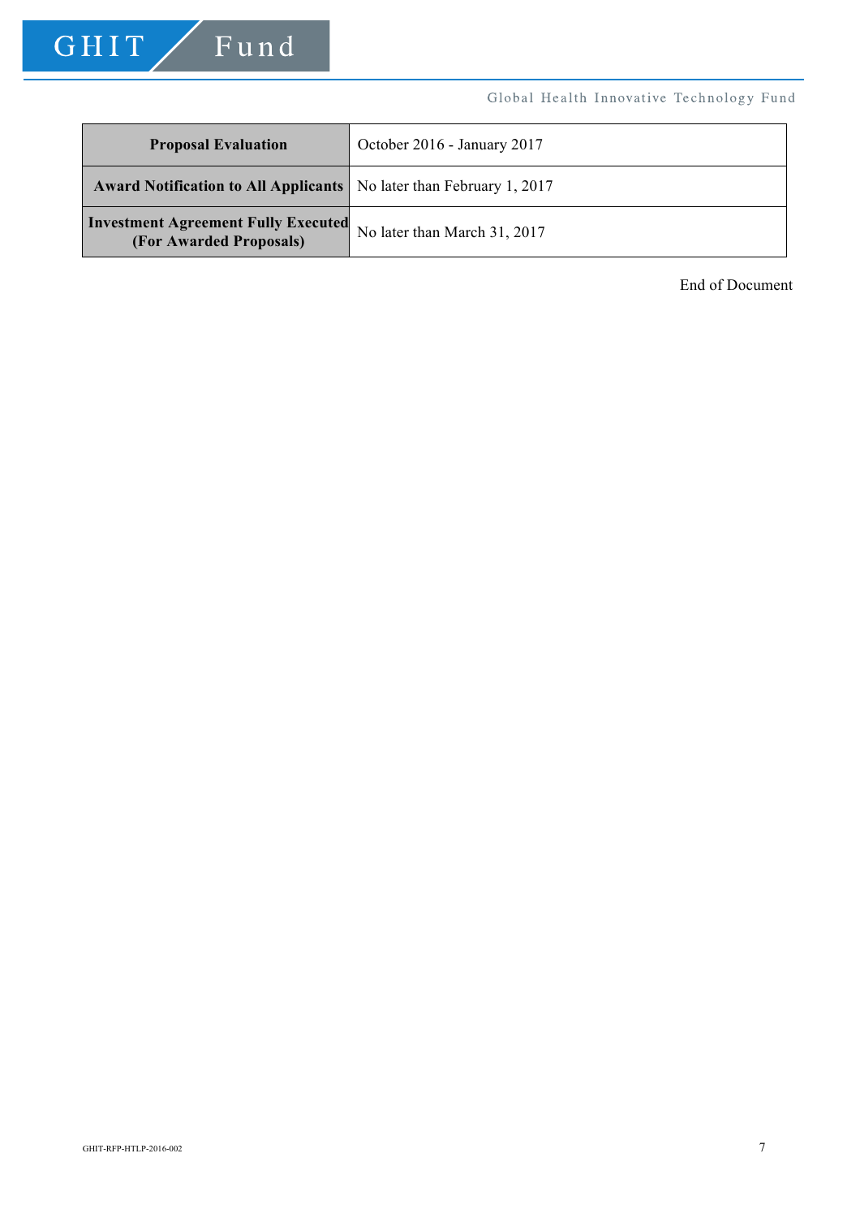| | |
|---|---|
| **Proposal Evaluation** | October 2016 - January 2017 |
| **Award Notification to All Applicants** | No later than February 1, 2017 |
| **Investment Agreement Fully Executed (For Awarded Proposals)** | No later than March 31, 2017 |

End of Document